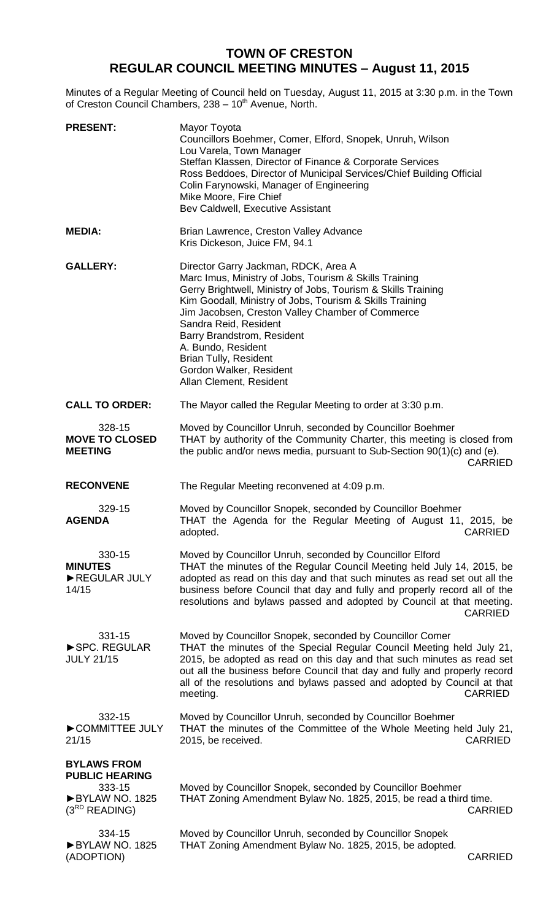# TOWN OF CRESTON
## REGULAR COUNCIL MEETING MINUTES – August 11, 2015

Minutes of a Regular Meeting of Council held on Tuesday, August 11, 2015 at 3:30 p.m. in the Town of Creston Council Chambers, 238 – 10th Avenue, North.

**PRESENT:**
Mayor Toyota
Councillors Boehmer, Comer, Elford, Snopek, Unruh, Wilson
Lou Varela, Town Manager
Steffan Klassen, Director of Finance & Corporate Services
Ross Beddoes, Director of Municipal Services/Chief Building Official
Colin Farynowski, Manager of Engineering
Mike Moore, Fire Chief
Bev Caldwell, Executive Assistant

**MEDIA:**
Brian Lawrence, Creston Valley Advance
Kris Dickeson, Juice FM, 94.1

**GALLERY:**
Director Garry Jackman, RDCK, Area A
Marc Imus, Ministry of Jobs, Tourism & Skills Training
Gerry Brightwell, Ministry of Jobs, Tourism & Skills Training
Kim Goodall, Ministry of Jobs, Tourism & Skills Training
Jim Jacobsen, Creston Valley Chamber of Commerce
Sandra Reid, Resident
Barry Brandstrom, Resident
A. Bundo, Resident
Brian Tully, Resident
Gordon Walker, Resident
Allan Clement, Resident

**CALL TO ORDER:**
The Mayor called the Regular Meeting to order at 3:30 p.m.

**328-15 MOVE TO CLOSED MEETING**
Moved by Councillor Unruh, seconded by Councillor Boehmer
THAT by authority of the Community Charter, this meeting is closed from the public and/or news media, pursuant to Sub-Section 90(1)(c) and (e).
CARRIED

**RECONVENE**
The Regular Meeting reconvened at 4:09 p.m.

**329-15 AGENDA**
Moved by Councillor Snopek, seconded by Councillor Boehmer
THAT the Agenda for the Regular Meeting of August 11, 2015, be adopted.
CARRIED

**330-15 MINUTES ►REGULAR JULY 14/15**
Moved by Councillor Unruh, seconded by Councillor Elford
THAT the minutes of the Regular Council Meeting held July 14, 2015, be adopted as read on this day and that such minutes as read set out all the business before Council that day and fully and properly record all of the resolutions and bylaws passed and adopted by Council at that meeting.
CARRIED

**331-15 ►SPC. REGULAR JULY 21/15**
Moved by Councillor Snopek, seconded by Councillor Comer
THAT the minutes of the Special Regular Council Meeting held July 21, 2015, be adopted as read on this day and that such minutes as read set out all the business before Council that day and fully and properly record all of the resolutions and bylaws passed and adopted by Council at that meeting.
CARRIED

**332-15 ►COMMITTEE JULY 21/15**
Moved by Councillor Unruh, seconded by Councillor Boehmer
THAT the minutes of the Committee of the Whole Meeting held July 21, 2015, be received.
CARRIED

**BYLAWS FROM PUBLIC HEARING**

**333-15 ►BYLAW NO. 1825 (3RD READING)**
Moved by Councillor Snopek, seconded by Councillor Boehmer
THAT Zoning Amendment Bylaw No. 1825, 2015, be read a third time.
CARRIED

**334-15 ►BYLAW NO. 1825 (ADOPTION)**
Moved by Councillor Unruh, seconded by Councillor Snopek
THAT Zoning Amendment Bylaw No. 1825, 2015, be adopted.
CARRIED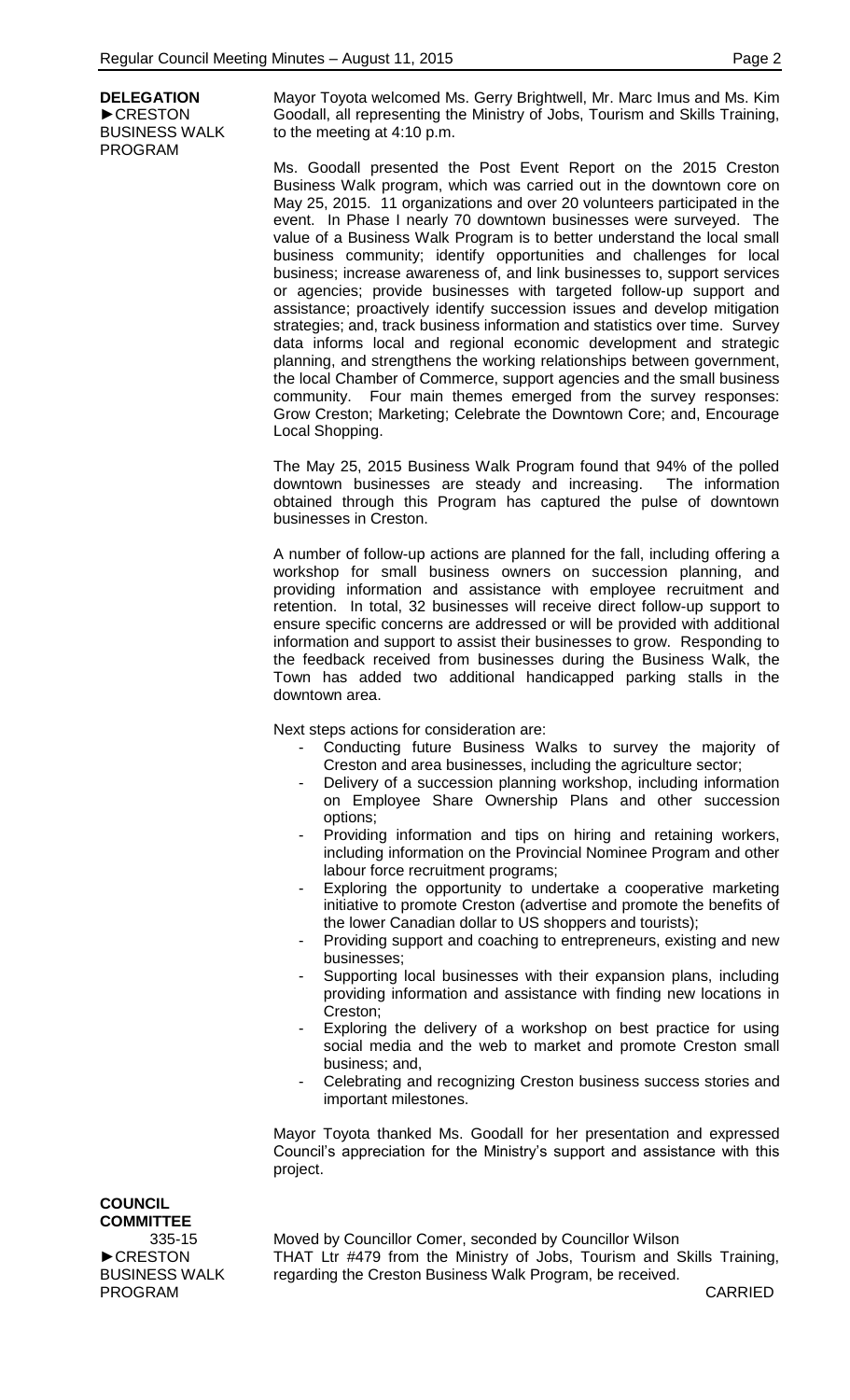**DELEGATION**
►CRESTON BUSINESS WALK PROGRAM

Mayor Toyota welcomed Ms. Gerry Brightwell, Mr. Marc Imus and Ms. Kim Goodall, all representing the Ministry of Jobs, Tourism and Skills Training, to the meeting at 4:10 p.m.

Ms. Goodall presented the Post Event Report on the 2015 Creston Business Walk program, which was carried out in the downtown core on May 25, 2015. 11 organizations and over 20 volunteers participated in the event. In Phase I nearly 70 downtown businesses were surveyed. The value of a Business Walk Program is to better understand the local small business community; identify opportunities and challenges for local business; increase awareness of, and link businesses to, support services or agencies; provide businesses with targeted follow-up support and assistance; proactively identify succession issues and develop mitigation strategies; and, track business information and statistics over time. Survey data informs local and regional economic development and strategic planning, and strengthens the working relationships between government, the local Chamber of Commerce, support agencies and the small business community. Four main themes emerged from the survey responses: Grow Creston; Marketing; Celebrate the Downtown Core; and, Encourage Local Shopping.

The May 25, 2015 Business Walk Program found that 94% of the polled downtown businesses are steady and increasing. The information obtained through this Program has captured the pulse of downtown businesses in Creston.

A number of follow-up actions are planned for the fall, including offering a workshop for small business owners on succession planning, and providing information and assistance with employee recruitment and retention. In total, 32 businesses will receive direct follow-up support to ensure specific concerns are addressed or will be provided with additional information and support to assist their businesses to grow. Responding to the feedback received from businesses during the Business Walk, the Town has added two additional handicapped parking stalls in the downtown area.

Next steps actions for consideration are:

- Conducting future Business Walks to survey the majority of Creston and area businesses, including the agriculture sector;
- Delivery of a succession planning workshop, including information on Employee Share Ownership Plans and other succession options;
- Providing information and tips on hiring and retaining workers, including information on the Provincial Nominee Program and other labour force recruitment programs;
- Exploring the opportunity to undertake a cooperative marketing initiative to promote Creston (advertise and promote the benefits of the lower Canadian dollar to US shoppers and tourists);
- Providing support and coaching to entrepreneurs, existing and new businesses;
- Supporting local businesses with their expansion plans, including providing information and assistance with finding new locations in Creston;
- Exploring the delivery of a workshop on best practice for using social media and the web to market and promote Creston small business; and,
- Celebrating and recognizing Creston business success stories and important milestones.

Mayor Toyota thanked Ms. Goodall for her presentation and expressed Council's appreciation for the Ministry's support and assistance with this project.

**COUNCIL COMMITTEE**
335-15
►CRESTON BUSINESS WALK PROGRAM

Moved by Councillor Comer, seconded by Councillor Wilson
THAT Ltr #479 from the Ministry of Jobs, Tourism and Skills Training, regarding the Creston Business Walk Program, be received.

CARRIED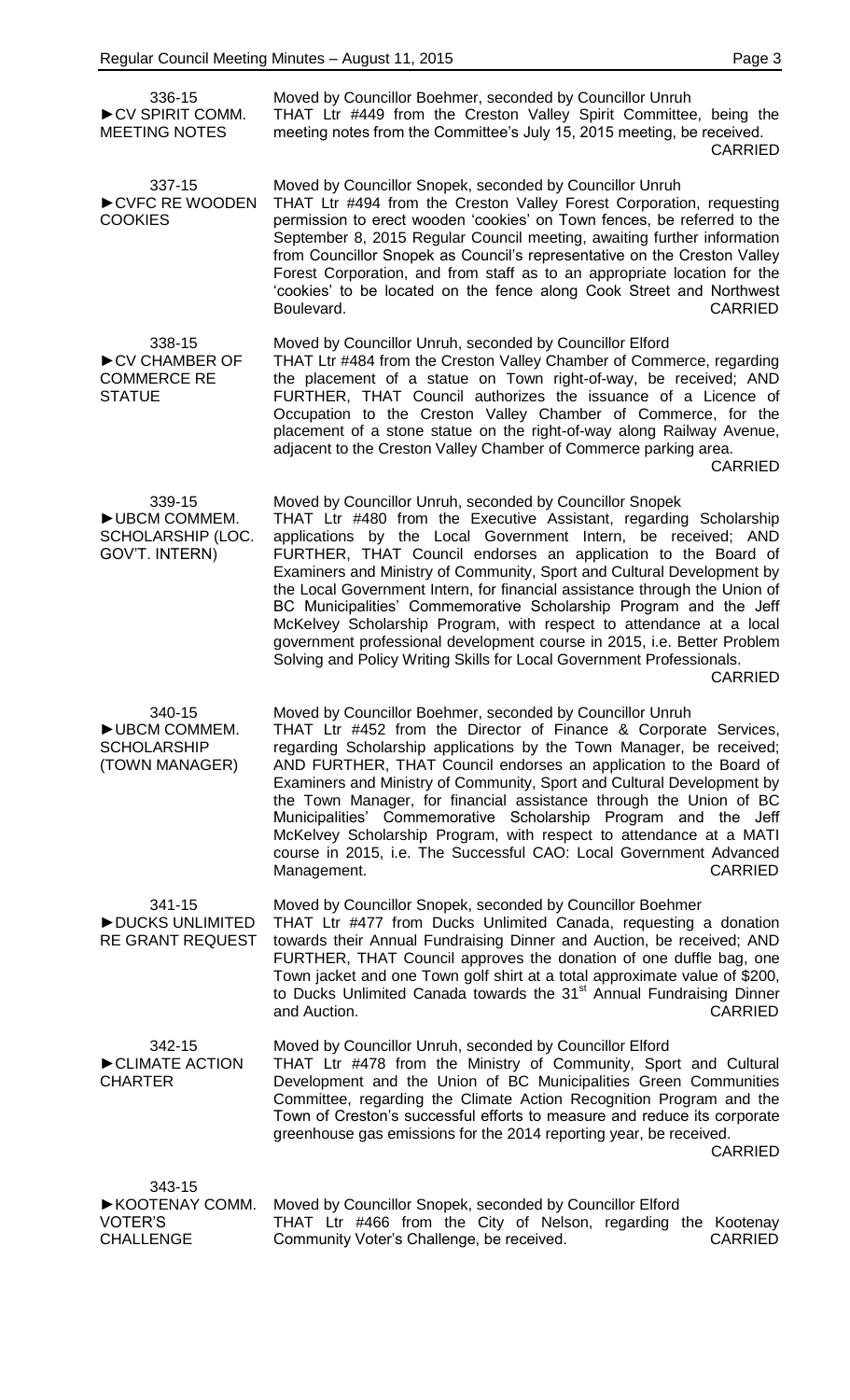**336-15**
**►CV SPIRIT COMM. MEETING NOTES**

Moved by Councillor Boehmer, seconded by Councillor Unruh
THAT Ltr #449 from the Creston Valley Spirit Committee, being the meeting notes from the Committee's July 15, 2015 meeting, be received.
CARRIED

**337-15**
**►CVFC RE WOODEN COOKIES**

Moved by Councillor Snopek, seconded by Councillor Unruh
THAT Ltr #494 from the Creston Valley Forest Corporation, requesting permission to erect wooden 'cookies' on Town fences, be referred to the September 8, 2015 Regular Council meeting, awaiting further information from Councillor Snopek as Council's representative on the Creston Valley Forest Corporation, and from staff as to an appropriate location for the 'cookies' to be located on the fence along Cook Street and Northwest Boulevard.
CARRIED

**338-15**
**►CV CHAMBER OF COMMERCE RE STATUE**

Moved by Councillor Unruh, seconded by Councillor Elford
THAT Ltr #484 from the Creston Valley Chamber of Commerce, regarding the placement of a statue on Town right-of-way, be received; AND FURTHER, THAT Council authorizes the issuance of a Licence of Occupation to the Creston Valley Chamber of Commerce, for the placement of a stone statue on the right-of-way along Railway Avenue, adjacent to the Creston Valley Chamber of Commerce parking area.
CARRIED

**339-15**
**►UBCM COMMEM. SCHOLARSHIP (LOC. GOV'T. INTERN)**

Moved by Councillor Unruh, seconded by Councillor Snopek
THAT Ltr #480 from the Executive Assistant, regarding Scholarship applications by the Local Government Intern, be received; AND FURTHER, THAT Council endorses an application to the Board of Examiners and Ministry of Community, Sport and Cultural Development by the Local Government Intern, for financial assistance through the Union of BC Municipalities' Commemorative Scholarship Program and the Jeff McKelvey Scholarship Program, with respect to attendance at a local government professional development course in 2015, i.e. Better Problem Solving and Policy Writing Skills for Local Government Professionals.
CARRIED

**340-15**
**►UBCM COMMEM. SCHOLARSHIP (TOWN MANAGER)**

Moved by Councillor Boehmer, seconded by Councillor Unruh
THAT Ltr #452 from the Director of Finance & Corporate Services, regarding Scholarship applications by the Town Manager, be received; AND FURTHER, THAT Council endorses an application to the Board of Examiners and Ministry of Community, Sport and Cultural Development by the Town Manager, for financial assistance through the Union of BC Municipalities' Commemorative Scholarship Program and the Jeff McKelvey Scholarship Program, with respect to attendance at a MATI course in 2015, i.e. The Successful CAO: Local Government Advanced Management.
CARRIED

**341-15**
**►DUCKS UNLIMITED RE GRANT REQUEST**

Moved by Councillor Snopek, seconded by Councillor Boehmer
THAT Ltr #477 from Ducks Unlimited Canada, requesting a donation towards their Annual Fundraising Dinner and Auction, be received; AND FURTHER, THAT Council approves the donation of one duffle bag, one Town jacket and one Town golf shirt at a total approximate value of $200, to Ducks Unlimited Canada towards the 31st Annual Fundraising Dinner and Auction.
CARRIED

**342-15**
**►CLIMATE ACTION CHARTER**

Moved by Councillor Unruh, seconded by Councillor Elford
THAT Ltr #478 from the Ministry of Community, Sport and Cultural Development and the Union of BC Municipalities Green Communities Committee, regarding the Climate Action Recognition Program and the Town of Creston's successful efforts to measure and reduce its corporate greenhouse gas emissions for the 2014 reporting year, be received.
CARRIED

**343-15**
**►KOOTENAY COMM. VOTER'S CHALLENGE**

Moved by Councillor Snopek, seconded by Councillor Elford
THAT Ltr #466 from the City of Nelson, regarding the Kootenay Community Voter's Challenge, be received.
CARRIED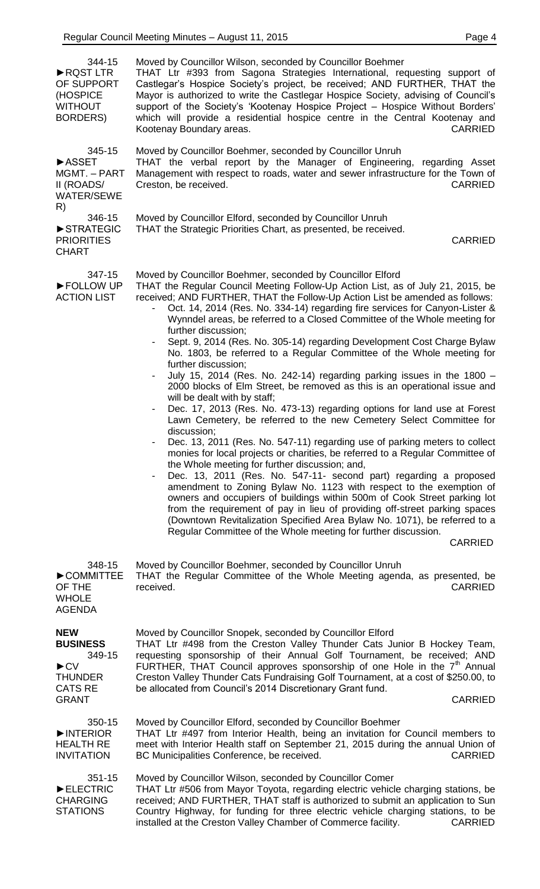**344-15**
**►RQST LTR OF SUPPORT (HOSPICE WITHOUT BORDERS)**

Moved by Councillor Wilson, seconded by Councillor Boehmer
THAT Ltr #393 from Sagona Strategies International, requesting support of Castlegar's Hospice Society's project, be received; AND FURTHER, THAT the Mayor is authorized to write the Castlegar Hospice Society, advising of Council's support of the Society's 'Kootenay Hospice Project – Hospice Without Borders' which will provide a residential hospice centre in the Central Kootenay and Kootenay Boundary areas. CARRIED

**345-15**
**►ASSET MGMT. – PART II (ROADS/ WATER/SEWER)**

Moved by Councillor Boehmer, seconded by Councillor Unruh
THAT the verbal report by the Manager of Engineering, regarding Asset Management with respect to roads, water and sewer infrastructure for the Town of Creston, be received. CARRIED

**346-15**
**►STRATEGIC PRIORITIES CHART**

Moved by Councillor Elford, seconded by Councillor Unruh
THAT the Strategic Priorities Chart, as presented, be received.
CARRIED

**347-15**
**►FOLLOW UP ACTION LIST**

Moved by Councillor Boehmer, seconded by Councillor Elford
THAT the Regular Council Meeting Follow-Up Action List, as of July 21, 2015, be received; AND FURTHER, THAT the Follow-Up Action List be amended as follows:

- Oct. 14, 2014 (Res. No. 334-14) regarding fire services for Canyon-Lister & Wynndel areas, be referred to a Closed Committee of the Whole meeting for further discussion;
- Sept. 9, 2014 (Res. No. 305-14) regarding Development Cost Charge Bylaw No. 1803, be referred to a Regular Committee of the Whole meeting for further discussion;
- July 15, 2014 (Res. No. 242-14) regarding parking issues in the 1800 – 2000 blocks of Elm Street, be removed as this is an operational issue and will be dealt with by staff;
- Dec. 17, 2013 (Res. No. 473-13) regarding options for land use at Forest Lawn Cemetery, be referred to the new Cemetery Select Committee for discussion;
- Dec. 13, 2011 (Res. No. 547-11) regarding use of parking meters to collect monies for local projects or charities, be referred to a Regular Committee of the Whole meeting for further discussion; and,
- Dec. 13, 2011 (Res. No. 547-11- second part) regarding a proposed amendment to Zoning Bylaw No. 1123 with respect to the exemption of owners and occupiers of buildings within 500m of Cook Street parking lot from the requirement of pay in lieu of providing off-street parking spaces (Downtown Revitalization Specified Area Bylaw No. 1071), be referred to a Regular Committee of the Whole meeting for further discussion.

CARRIED

**348-15**
**►COMMITTEE OF THE WHOLE AGENDA**

Moved by Councillor Boehmer, seconded by Councillor Unruh
THAT the Regular Committee of the Whole Meeting agenda, as presented, be received. CARRIED

**NEW BUSINESS**

**349-15**
**►CV THUNDER CATS RE GRANT**

Moved by Councillor Snopek, seconded by Councillor Elford
THAT Ltr #498 from the Creston Valley Thunder Cats Junior B Hockey Team, requesting sponsorship of their Annual Golf Tournament, be received; AND FURTHER, THAT Council approves sponsorship of one Hole in the 7th Annual Creston Valley Thunder Cats Fundraising Golf Tournament, at a cost of $250.00, to be allocated from Council's 2014 Discretionary Grant fund.
CARRIED

**350-15**
**►INTERIOR HEALTH RE INVITATION**

Moved by Councillor Elford, seconded by Councillor Boehmer
THAT Ltr #497 from Interior Health, being an invitation for Council members to meet with Interior Health staff on September 21, 2015 during the annual Union of BC Municipalities Conference, be received. CARRIED

**351-15**
**►ELECTRIC CHARGING STATIONS**

Moved by Councillor Wilson, seconded by Councillor Comer
THAT Ltr #506 from Mayor Toyota, regarding electric vehicle charging stations, be received; AND FURTHER, THAT staff is authorized to submit an application to Sun Country Highway, for funding for three electric vehicle charging stations, to be installed at the Creston Valley Chamber of Commerce facility. CARRIED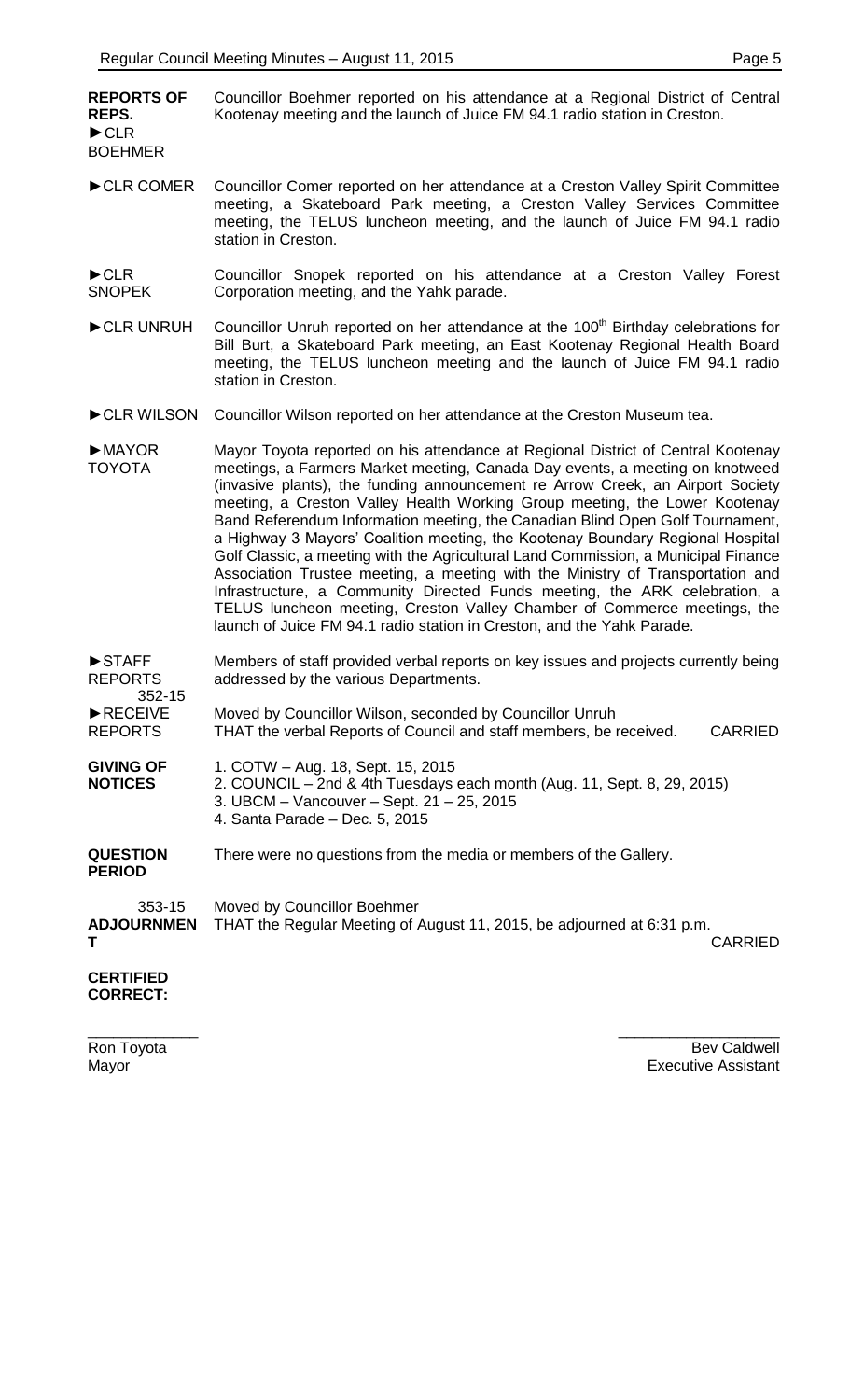**REPORTS OF REPS.**

**►CLR BOEHMER**

Councillor Boehmer reported on his attendance at a Regional District of Central Kootenay meeting and the launch of Juice FM 94.1 radio station in Creston.

**►CLR COMER**

Councillor Comer reported on her attendance at a Creston Valley Spirit Committee meeting, a Skateboard Park meeting, a Creston Valley Services Committee meeting, the TELUS luncheon meeting, and the launch of Juice FM 94.1 radio station in Creston.

**►CLR SNOPEK**

Councillor Snopek reported on his attendance at a Creston Valley Forest Corporation meeting, and the Yahk parade.

**►CLR UNRUH**

Councillor Unruh reported on her attendance at the 100th Birthday celebrations for Bill Burt, a Skateboard Park meeting, an East Kootenay Regional Health Board meeting, the TELUS luncheon meeting and the launch of Juice FM 94.1 radio station in Creston.

**►CLR WILSON**

Councillor Wilson reported on her attendance at the Creston Museum tea.

**►MAYOR TOYOTA**

Mayor Toyota reported on his attendance at Regional District of Central Kootenay meetings, a Farmers Market meeting, Canada Day events, a meeting on knotweed (invasive plants), the funding announcement re Arrow Creek, an Airport Society meeting, a Creston Valley Health Working Group meeting, the Lower Kootenay Band Referendum Information meeting, the Canadian Blind Open Golf Tournament, a Highway 3 Mayors' Coalition meeting, the Kootenay Boundary Regional Hospital Golf Classic, a meeting with the Agricultural Land Commission, a Municipal Finance Association Trustee meeting, a meeting with the Ministry of Transportation and Infrastructure, a Community Directed Funds meeting, the ARK celebration, a TELUS luncheon meeting, Creston Valley Chamber of Commerce meetings, the launch of Juice FM 94.1 radio station in Creston, and the Yahk Parade.

**►STAFF REPORTS**

Members of staff provided verbal reports on key issues and projects currently being addressed by the various Departments.

352-15

**►RECEIVE REPORTS**

Moved by Councillor Wilson, seconded by Councillor Unruh
THAT the verbal Reports of Council and staff members, be received. CARRIED

**GIVING OF NOTICES**

1. COTW – Aug. 18, Sept. 15, 2015
2. COUNCIL – 2nd & 4th Tuesdays each month (Aug. 11, Sept. 8, 29, 2015)
3. UBCM – Vancouver – Sept. 21 – 25, 2015
4. Santa Parade – Dec. 5, 2015

**QUESTION PERIOD**

There were no questions from the media or members of the Gallery.

353-15

**ADJOURNMENT**

Moved by Councillor Boehmer
THAT the Regular Meeting of August 11, 2015, be adjourned at 6:31 p.m.
CARRIED

**CERTIFIED CORRECT:**

\_\_\_\_\_\_\_\_\_\_\_\_\_\_
Ron Toyota
Mayor

\_\_\_\_\_\_\_\_\_\_\_\_\_\_
Bev Caldwell
Executive Assistant